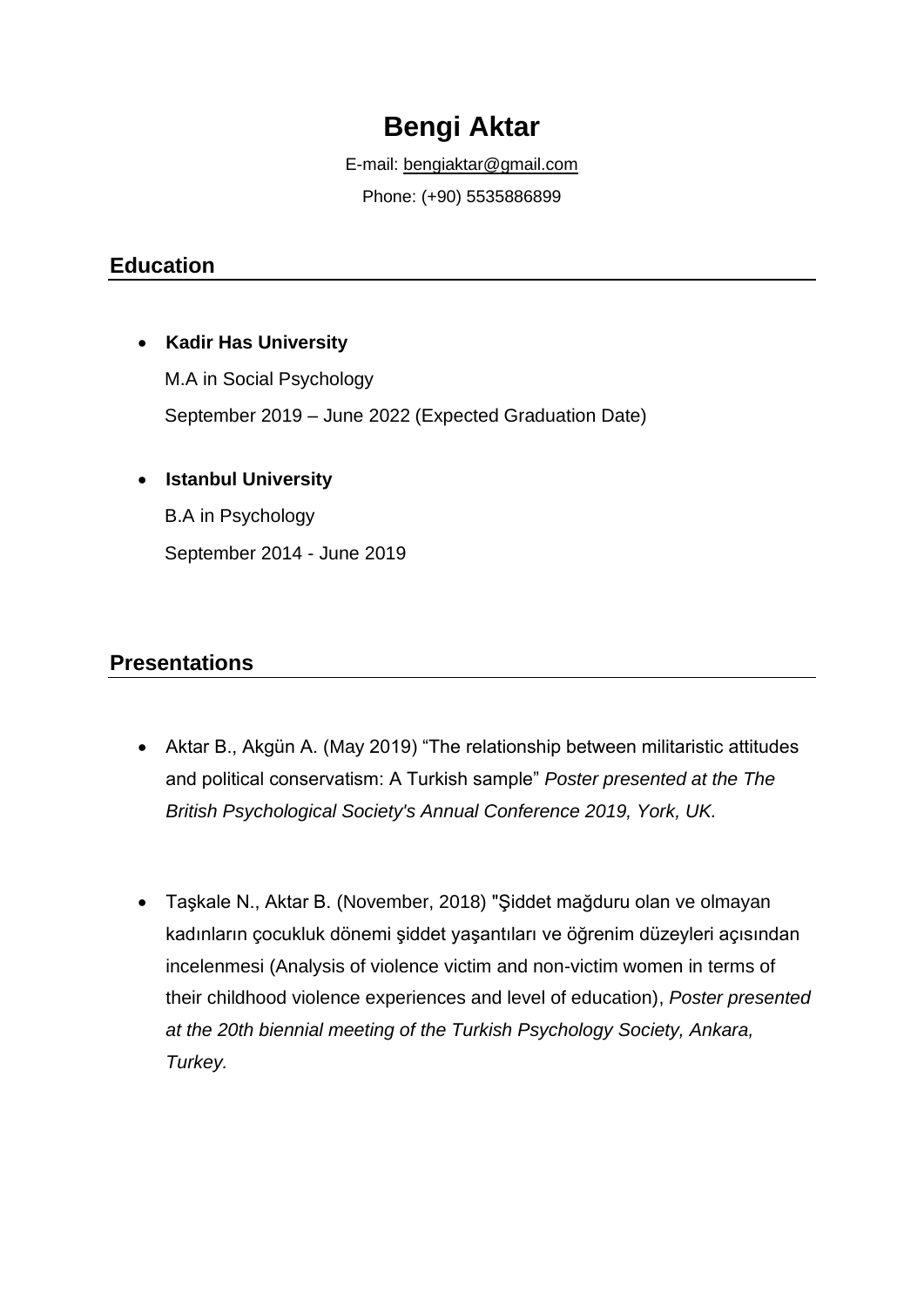# Bengi Aktar

E-mail: bengiaktar@gmail.com

Phone: (+90) 5535886899

## Education

- **Kadir Has University**

  M.A in Social Psychology

  September 2019 – June 2022 (Expected Graduation Date)

- **Istanbul University**

  B.A in Psychology

  September 2014 - June 2019

## Presentations

- Aktar B., Akgün A. (May 2019) "The relationship between militaristic attitudes and political conservatism: A Turkish sample" *Poster presented at the The British Psychological Society's Annual Conference 2019, York, UK.*

- Taşkale N., Aktar B. (November, 2018) "Şiddet mağduru olan ve olmayan kadınların çocukluk dönemi şiddet yaşantıları ve öğrenim düzeyleri açısından incelenmesi (Analysis of violence victim and non-victim women in terms of their childhood violence experiences and level of education), *Poster presented at the 20th biennial meeting of the Turkish Psychology Society, Ankara, Turkey.*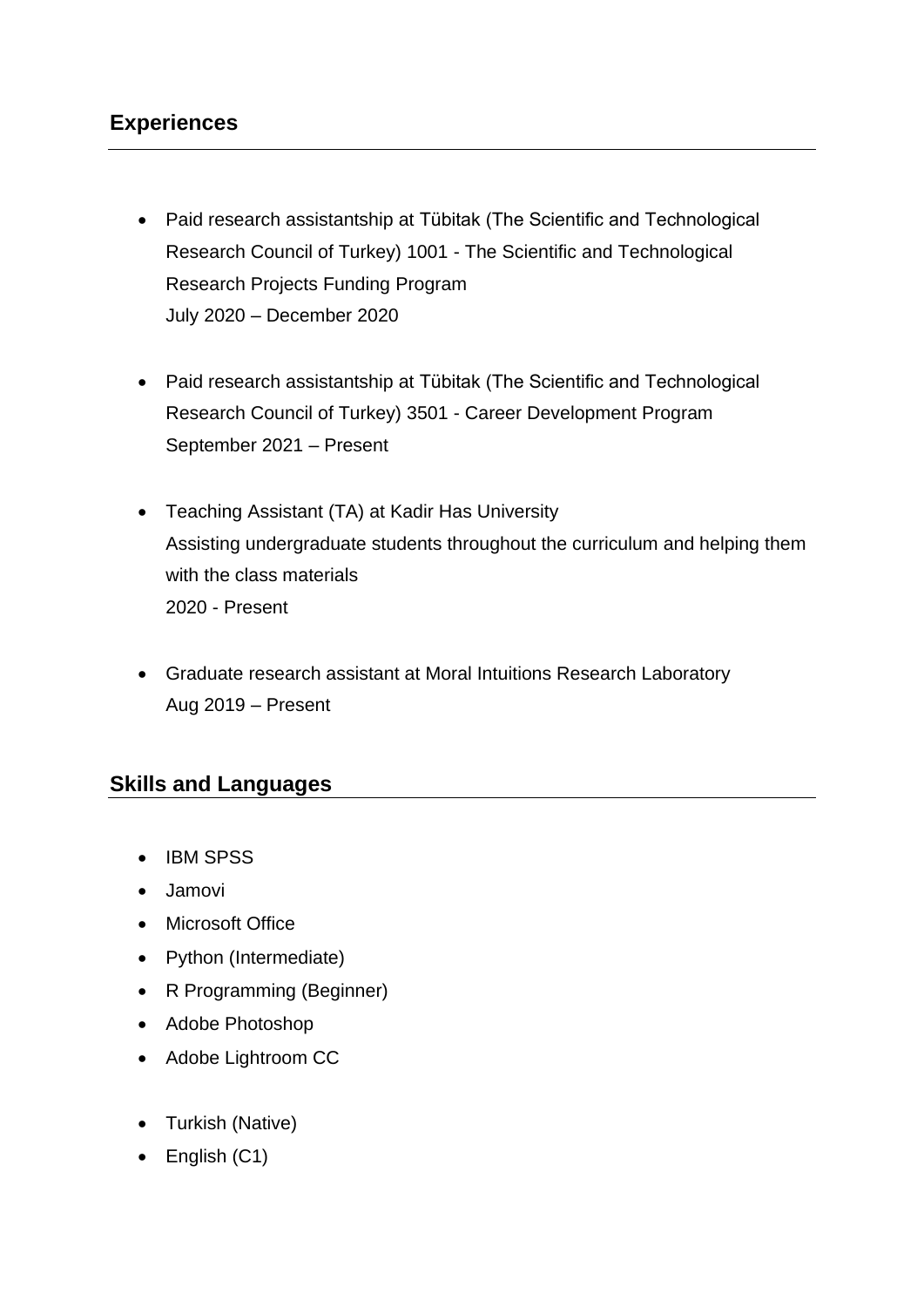## Experiences

- Paid research assistantship at Tübitak (The Scientific and Technological Research Council of Turkey) 1001 - The Scientific and Technological Research Projects Funding Program
  July 2020 – December 2020

- Paid research assistantship at Tübitak (The Scientific and Technological Research Council of Turkey) 3501 - Career Development Program
  September 2021 – Present

- Teaching Assistant (TA) at Kadir Has University
  Assisting undergraduate students throughout the curriculum and helping them with the class materials
  2020 - Present

- Graduate research assistant at Moral Intuitions Research Laboratory
  Aug 2019 – Present

## Skills and Languages

- IBM SPSS
- Jamovi
- Microsoft Office
- Python (Intermediate)
- R Programming (Beginner)
- Adobe Photoshop
- Adobe Lightroom CC

- Turkish (Native)
- English (C1)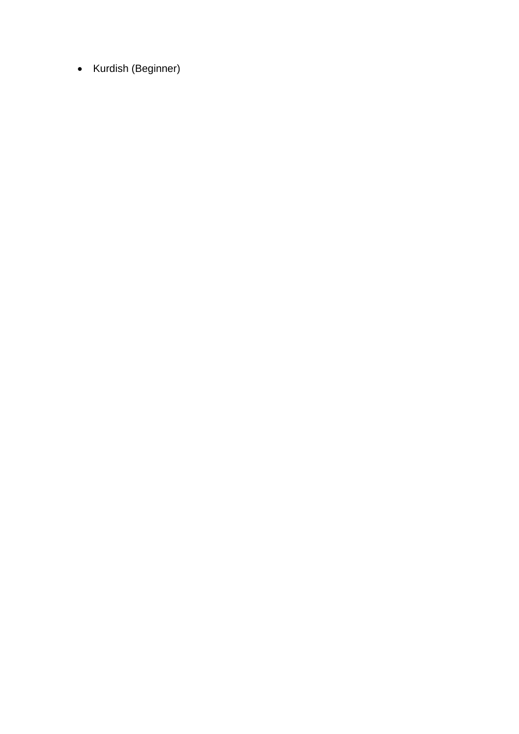- Kurdish (Beginner)